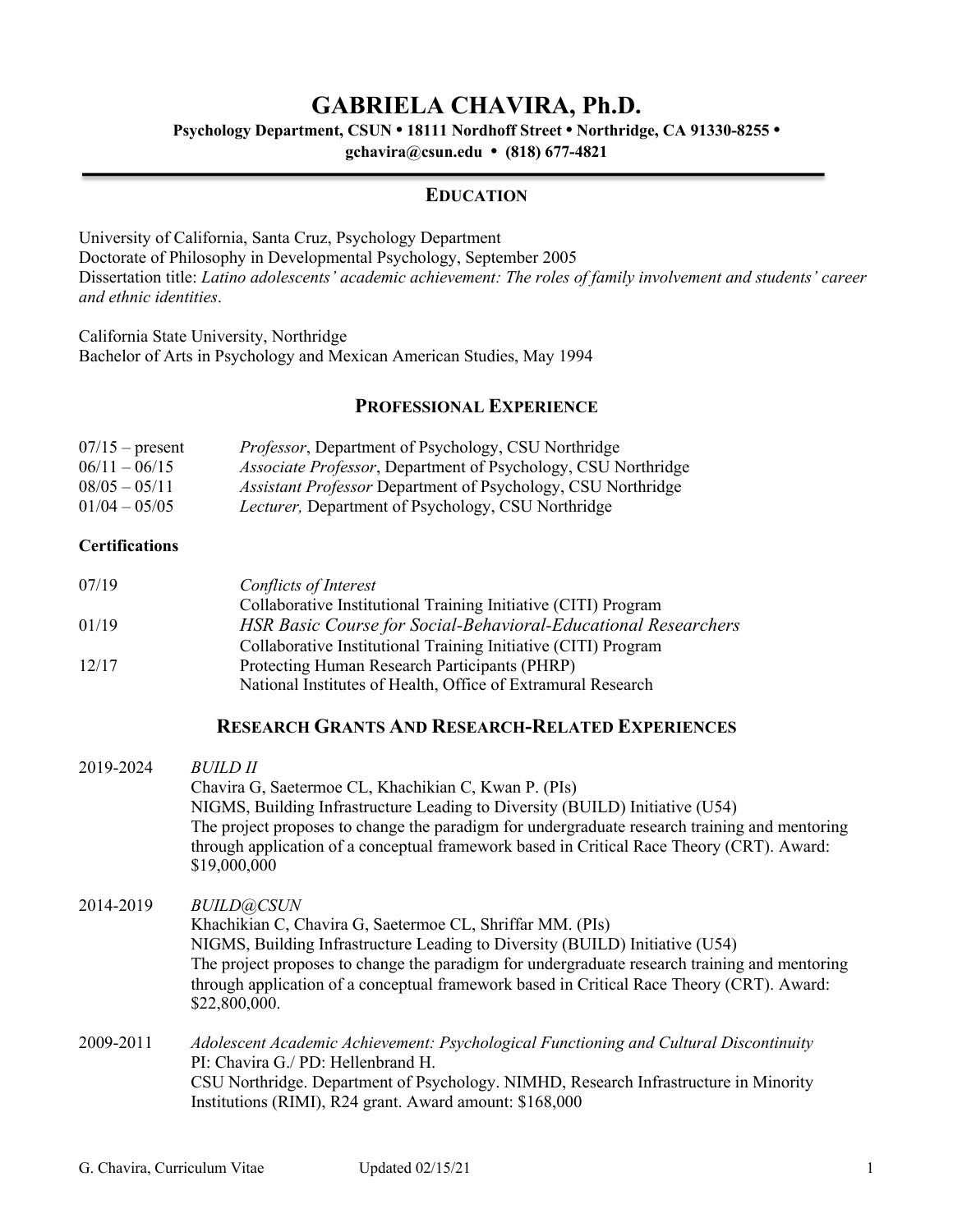# GABRIELA CHAVIRA, Ph.D.

**Psychology Department, CSUN • 18111 Nordhoff Street • Northridge, CA 91330-8255 •**
**gchavira@csun.edu • (818) 677-4821**

## EDUCATION

University of California, Santa Cruz, Psychology Department
Doctorate of Philosophy in Developmental Psychology, September 2005
Dissertation title: *Latino adolescents' academic achievement: The roles of family involvement and students' career and ethnic identities*.

California State University, Northridge
Bachelor of Arts in Psychology and Mexican American Studies, May 1994

## PROFESSIONAL EXPERIENCE

| | |
|---|---|
| 07/15 – present | *Professor*, Department of Psychology, CSU Northridge |
| 06/11 – 06/15 | *Associate Professor*, Department of Psychology, CSU Northridge |
| 08/05 – 05/11 | *Assistant Professor* Department of Psychology, CSU Northridge |
| 01/04 – 05/05 | *Lecturer,* Department of Psychology, CSU Northridge |

### Certifications

| | |
|---|---|
| 07/19 | *Conflicts of Interest*<br>Collaborative Institutional Training Initiative (CITI) Program |
| 01/19 | *HSR Basic Course for Social-Behavioral-Educational Researchers*<br>Collaborative Institutional Training Initiative (CITI) Program |
| 12/17 | Protecting Human Research Participants (PHRP)<br>National Institutes of Health, Office of Extramural Research |

## RESEARCH GRANTS AND RESEARCH-RELATED EXPERIENCES

2019-2024 *BUILD II*
Chavira G, Saetermoe CL, Khachikian C, Kwan P. (PIs)
NIGMS, Building Infrastructure Leading to Diversity (BUILD) Initiative (U54)
The project proposes to change the paradigm for undergraduate research training and mentoring through application of a conceptual framework based in Critical Race Theory (CRT). Award: $19,000,000

2014-2019 *BUILD@CSUN*
Khachikian C, Chavira G, Saetermoe CL, Shriffar MM. (PIs)
NIGMS, Building Infrastructure Leading to Diversity (BUILD) Initiative (U54)
The project proposes to change the paradigm for undergraduate research training and mentoring through application of a conceptual framework based in Critical Race Theory (CRT). Award: $22,800,000.

2009-2011 *Adolescent Academic Achievement: Psychological Functioning and Cultural Discontinuity*
PI: Chavira G./ PD: Hellenbrand H.
CSU Northridge. Department of Psychology. NIMHD, Research Infrastructure in Minority Institutions (RIMI), R24 grant. Award amount: $168,000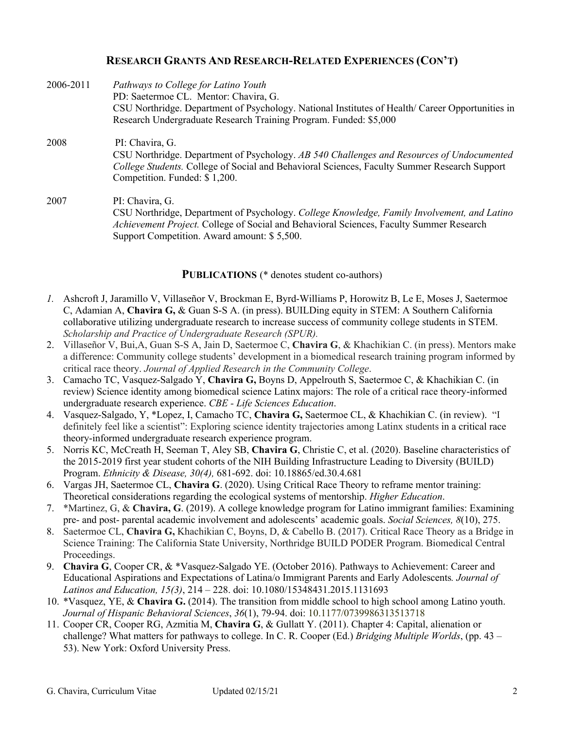## RESEARCH GRANTS AND RESEARCH-RELATED EXPERIENCES (CON'T)

2006-2011 *Pathways to College for Latino Youth*
PD: Saetermoe CL. Mentor: Chavira, G.
CSU Northridge. Department of Psychology. National Institutes of Health/ Career Opportunities in Research Undergraduate Research Training Program. Funded: $5,000

2008 PI: Chavira, G.
CSU Northridge. Department of Psychology. *AB 540 Challenges and Resources of Undocumented College Students.* College of Social and Behavioral Sciences, Faculty Summer Research Support Competition. Funded: $ 1,200.

2007 PI: Chavira, G.
CSU Northridge, Department of Psychology. *College Knowledge, Family Involvement, and Latino Achievement Project.* College of Social and Behavioral Sciences, Faculty Summer Research Support Competition. Award amount: $ 5,500.

## PUBLICATIONS (* denotes student co-authors)

1. Ashcroft J, Jaramillo V, Villaseñor V, Brockman E, Byrd-Williams P, Horowitz B, Le E, Moses J, Saetermoe C, Adamian A, **Chavira G,** & Guan S-S A. (in press). BUILDing equity in STEM: A Southern California collaborative utilizing undergraduate research to increase success of community college students in STEM. *Scholarship and Practice of Undergraduate Research (SPUR).*
2. Villaseñor V, Bui,A, Guan S-S A, Jain D, Saetermoe C, **Chavira G**, & Khachikian C. (in press). Mentors make a difference: Community college students' development in a biomedical research training program informed by critical race theory. *Journal of Applied Research in the Community College*.
3. Camacho TC, Vasquez-Salgado Y, **Chavira G,** Boyns D, Appelrouth S, Saetermoe C, & Khachikian C. (in review) Science identity among biomedical science Latinx majors: The role of a critical race theory-informed undergraduate research experience. *CBE - Life Sciences Education*.
4. Vasquez-Salgado, Y, *Lopez, I, Camacho TC, **Chavira G,** Saetermoe CL, & Khachikian C. (in review). "I definitely feel like a scientist": Exploring science identity trajectories among Latinx students in a critical race theory-informed undergraduate research experience program.
5. Norris KC, McCreath H, Seeman T, Aley SB, **Chavira G**, Christie C, et al. (2020). Baseline characteristics of the 2015-2019 first year student cohorts of the NIH Building Infrastructure Leading to Diversity (BUILD) Program. *Ethnicity & Disease, 30(4),* 681-692. doi: 10.18865/ed.30.4.681
6. Vargas JH, Saetermoe CL, **Chavira G**. (2020). Using Critical Race Theory to reframe mentor training: Theoretical considerations regarding the ecological systems of mentorship. *Higher Education*.
7. *Martinez, G, & **Chavira, G**. (2019). A college knowledge program for Latino immigrant families: Examining pre- and post- parental academic involvement and adolescents' academic goals. *Social Sciences, 8*(10), 275.
8. Saetermoe CL, **Chavira G,** Khachikian C, Boyns, D, & Cabello B. (2017). Critical Race Theory as a Bridge in Science Training: The California State University, Northridge BUILD PODER Program. Biomedical Central Proceedings.
9. **Chavira G**, Cooper CR, & *Vasquez-Salgado YE. (October 2016). Pathways to Achievement: Career and Educational Aspirations and Expectations of Latina/o Immigrant Parents and Early Adolescents*. Journal of Latinos and Education, 15(3)*, 214 – 228. doi: 10.1080/15348431.2015.1131693
10. *Vasquez, YE, & **Chavira G.** (2014). The transition from middle school to high school among Latino youth. *Journal of Hispanic Behavioral Sciences*, *36*(1), 79-94. doi: 10.1177/0739986313513718
11. Cooper CR, Cooper RG, Azmitia M, **Chavira G**, & Gullatt Y. (2011). Chapter 4: Capital, alienation or challenge? What matters for pathways to college. In C. R. Cooper (Ed.) *Bridging Multiple Worlds*, (pp. 43 – 53). New York: Oxford University Press.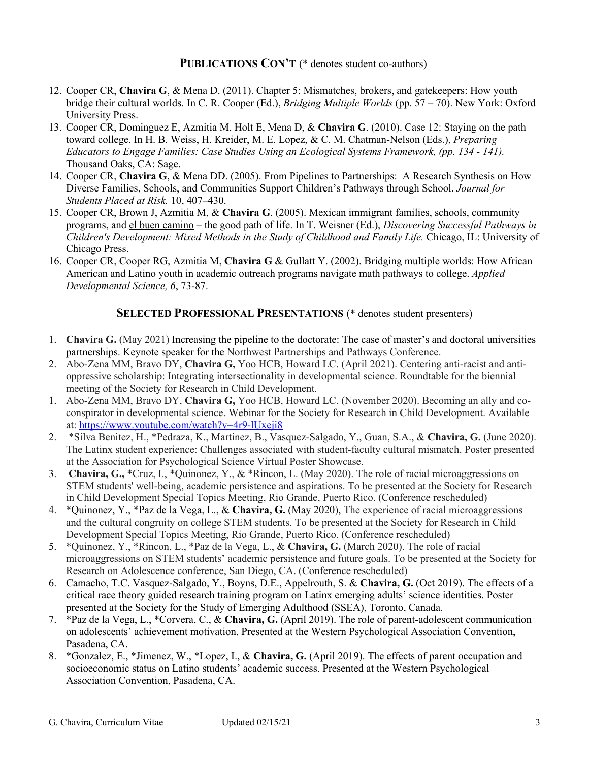## **PUBLICATIONS CON'T** (* denotes student co-authors)

12. Cooper CR, **Chavira G**, & Mena D. (2011). Chapter 5: Mismatches, brokers, and gatekeepers: How youth bridge their cultural worlds. In C. R. Cooper (Ed.), *Bridging Multiple Worlds* (pp. 57 – 70). New York: Oxford University Press.
13. Cooper CR, Dominguez E, Azmitia M, Holt E, Mena D, & **Chavira G**. (2010). Case 12: Staying on the path toward college. In H. B. Weiss, H. Kreider, M. E. Lopez, & C. M. Chatman-Nelson (Eds.), *Preparing Educators to Engage Families: Case Studies Using an Ecological Systems Framework, (pp. 134 - 141).* Thousand Oaks, CA: Sage.
14. Cooper CR, **Chavira G**, & Mena DD. (2005). From Pipelines to Partnerships: A Research Synthesis on How Diverse Families, Schools, and Communities Support Children's Pathways through School. *Journal for Students Placed at Risk.* 10, 407–430.
15. Cooper CR, Brown J, Azmitia M, & **Chavira G**. (2005). Mexican immigrant families, schools, community programs, and el buen camino – the good path of life. In T. Weisner (Ed.), *Discovering Successful Pathways in Children's Development: Mixed Methods in the Study of Childhood and Family Life.* Chicago, IL: University of Chicago Press.
16. Cooper CR, Cooper RG, Azmitia M, **Chavira G** & Gullatt Y. (2002). Bridging multiple worlds: How African American and Latino youth in academic outreach programs navigate math pathways to college. *Applied Developmental Science, 6*, 73-87.

## **SELECTED PROFESSIONAL PRESENTATIONS** (* denotes student presenters)

1. **Chavira G.** (May 2021) Increasing the pipeline to the doctorate: The case of master's and doctoral universities partnerships. Keynote speaker for the Northwest Partnerships and Pathways Conference.
2. Abo-Zena MM, Bravo DY, **Chavira G,** Yoo HCB, Howard LC. (April 2021). Centering anti-racist and anti-oppressive scholarship: Integrating intersectionality in developmental science. Roundtable for the biennial meeting of the Society for Research in Child Development.

1. Abo-Zena MM, Bravo DY, **Chavira G,** Yoo HCB, Howard LC. (November 2020). Becoming an ally and co-conspirator in developmental science. Webinar for the Society for Research in Child Development. Available at: https://www.youtube.com/watch?v=4r9-lUxeji8
2. *Silva Benitez, H., *Pedraza, K., Martinez, B., Vasquez-Salgado, Y., Guan, S.A., & **Chavira, G.** (June 2020). The Latinx student experience: Challenges associated with student-faculty cultural mismatch. Poster presented at the Association for Psychological Science Virtual Poster Showcase.
3. **Chavira, G.,** *Cruz, I., *Quinonez, Y., & *Rincon, L. (May 2020). The role of racial microaggressions on STEM students' well-being, academic persistence and aspirations. To be presented at the Society for Research in Child Development Special Topics Meeting, Rio Grande, Puerto Rico. (Conference rescheduled)
4. *Quinonez, Y., *Paz de la Vega, L., & **Chavira, G.** (May 2020), The experience of racial microaggressions and the cultural congruity on college STEM students. To be presented at the Society for Research in Child Development Special Topics Meeting, Rio Grande, Puerto Rico. (Conference rescheduled)
5. *Quinonez, Y., *Rincon, L., *Paz de la Vega, L., & **Chavira, G.** (March 2020). The role of racial microaggressions on STEM students' academic persistence and future goals. To be presented at the Society for Research on Adolescence conference, San Diego, CA. (Conference rescheduled)
6. Camacho, T.C. Vasquez-Salgado, Y., Boyns, D.E., Appelrouth, S. & **Chavira, G.** (Oct 2019). The effects of a critical race theory guided research training program on Latinx emerging adults' science identities. Poster presented at the Society for the Study of Emerging Adulthood (SSEA), Toronto, Canada.
7. *Paz de la Vega, L., *Corvera, C., & **Chavira, G.** (April 2019). The role of parent-adolescent communication on adolescents' achievement motivation. Presented at the Western Psychological Association Convention, Pasadena, CA.
8. *Gonzalez, E., *Jimenez, W., *Lopez, I., & **Chavira, G.** (April 2019). The effects of parent occupation and socioeconomic status on Latino students' academic success. Presented at the Western Psychological Association Convention, Pasadena, CA.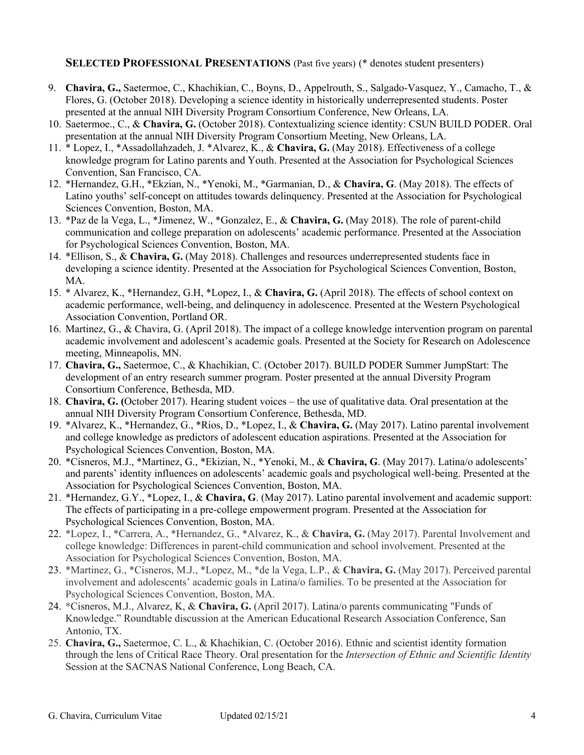## Selected Professional Presentations (Past five years) (* denotes student presenters)

9. **Chavira, G.,** Saetermoe, C., Khachikian, C., Boyns, D., Appelrouth, S., Salgado-Vasquez, Y., Camacho, T., & Flores, G. (October 2018). Developing a science identity in historically underrepresented students. Poster presented at the annual NIH Diversity Program Consortium Conference, New Orleans, LA.
10. Saetermoe., C., & **Chavira, G.** (October 2018). Contextualizing science identity: CSUN BUILD PODER. Oral presentation at the annual NIH Diversity Program Consortium Meeting, New Orleans, LA.
11. * Lopez, I., *Assadollahzadeh, J. *Alvarez, K., & **Chavira, G.** (May 2018). Effectiveness of a college knowledge program for Latino parents and Youth. Presented at the Association for Psychological Sciences Convention, San Francisco, CA.
12. *Hernandez, G.H., *Ekzian, N., *Yenoki, M., *Garmanian, D., & **Chavira, G**. (May 2018). The effects of Latino youths' self-concept on attitudes towards delinquency. Presented at the Association for Psychological Sciences Convention, Boston, MA.
13. *Paz de la Vega, L., *Jimenez, W., *Gonzalez, E., & **Chavira, G.** (May 2018). The role of parent-child communication and college preparation on adolescents' academic performance. Presented at the Association for Psychological Sciences Convention, Boston, MA.
14. *Ellison, S., & **Chavira, G.** (May 2018). Challenges and resources underrepresented students face in developing a science identity. Presented at the Association for Psychological Sciences Convention, Boston, MA.
15. * Alvarez, K., *Hernandez, G.H, *Lopez, I., & **Chavira, G.** (April 2018). The effects of school context on academic performance, well-being, and delinquency in adolescence. Presented at the Western Psychological Association Convention, Portland OR.
16. Martinez, G., & Chavira, G. (April 2018). The impact of a college knowledge intervention program on parental academic involvement and adolescent's academic goals. Presented at the Society for Research on Adolescence meeting, Minneapolis, MN.
17. **Chavira, G.,** Saetermoe, C., & Khachikian, C. (October 2017). BUILD PODER Summer JumpStart: The development of an entry research summer program. Poster presented at the annual Diversity Program Consortium Conference, Bethesda, MD.
18. **Chavira, G. (**October 2017). Hearing student voices – the use of qualitative data. Oral presentation at the annual NIH Diversity Program Consortium Conference, Bethesda, MD.
19. *Alvarez, K., *Hernandez, G., *Rios, D., *Lopez, I., & **Chavira, G.** (May 2017). Latino parental involvement and college knowledge as predictors of adolescent education aspirations. Presented at the Association for Psychological Sciences Convention, Boston, MA.
20. *Cisneros, M.J., *Martinez, G., *Ekizian, N., *Yenoki, M., & **Chavira, G**. (May 2017). Latina/o adolescents' and parents' identity influences on adolescents' academic goals and psychological well-being. Presented at the Association for Psychological Sciences Convention, Boston, MA.
21. *Hernandez, G.Y., *Lopez, I., & **Chavira, G**. (May 2017). Latino parental involvement and academic support: The effects of participating in a pre-college empowerment program. Presented at the Association for Psychological Sciences Convention, Boston, MA.
22. *Lopez, I., *Carrera, A., *Hernandez, G., *Alvarez, K., & **Chavira, G.** (May 2017). Parental Involvement and college knowledge: Differences in parent-child communication and school involvement. Presented at the Association for Psychological Sciences Convention, Boston, MA.
23. *Martinez, G., *Cisneros, M.J., *Lopez, M., *de la Vega, L.P., & **Chavira, G.** (May 2017). Perceived parental involvement and adolescents' academic goals in Latina/o families. To be presented at the Association for Psychological Sciences Convention, Boston, MA.
24. *Cisneros, M.J., Alvarez, K, & **Chavira, G.** (April 2017). Latina/o parents communicating "Funds of Knowledge." Roundtable discussion at the American Educational Research Association Conference, San Antonio, TX.
25. **Chavira, G.,** Saetermoe, C. L., & Khachikian, C. (October 2016). Ethnic and scientist identity formation through the lens of Critical Race Theory. Oral presentation for the *Intersection of Ethnic and Scientific Identity* Session at the SACNAS National Conference, Long Beach, CA.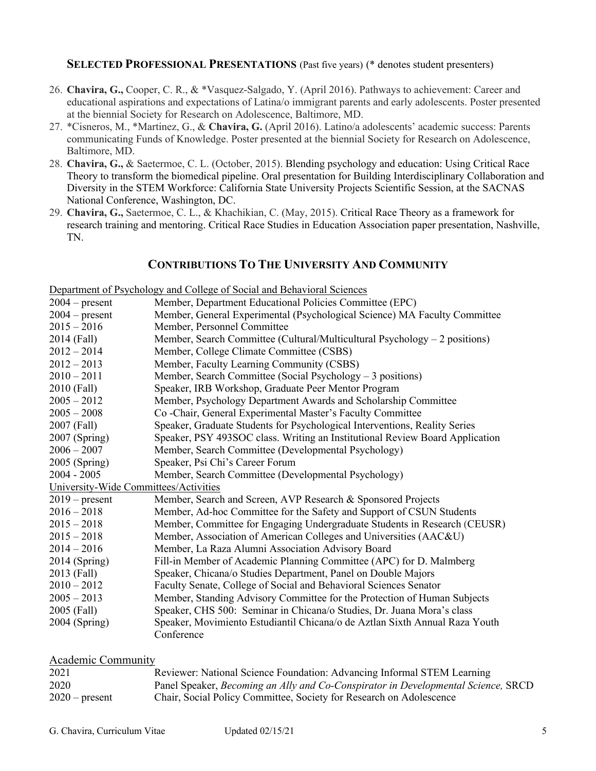## **Selected Professional Presentations** (Past five years) (* denotes student presenters)

26. **Chavira, G.,** Cooper, C. R., & *Vasquez-Salgado, Y. (April 2016). Pathways to achievement: Career and educational aspirations and expectations of Latina/o immigrant parents and early adolescents. Poster presented at the biennial Society for Research on Adolescence, Baltimore, MD.
27. *Cisneros, M., *Martinez, G., & **Chavira, G.** (April 2016). Latino/a adolescents' academic success: Parents communicating Funds of Knowledge. Poster presented at the biennial Society for Research on Adolescence, Baltimore, MD.
28. **Chavira, G.,** & Saetermoe, C. L. (October, 2015). Blending psychology and education: Using Critical Race Theory to transform the biomedical pipeline. Oral presentation for Building Interdisciplinary Collaboration and Diversity in the STEM Workforce: California State University Projects Scientific Session, at the SACNAS National Conference, Washington, DC.
29. **Chavira, G.,** Saetermoe, C. L., & Khachikian, C. (May, 2015). Critical Race Theory as a framework for research training and mentoring. Critical Race Studies in Education Association paper presentation, Nashville, TN.

## **Contributions To The University And Community**

Department of Psychology and College of Social and Behavioral Sciences

| | |
|---|---|
| 2004 – present | Member, Department Educational Policies Committee (EPC) |
| 2004 – present | Member, General Experimental (Psychological Science) MA Faculty Committee |
| 2015 – 2016 | Member, Personnel Committee |
| 2014 (Fall) | Member, Search Committee (Cultural/Multicultural Psychology – 2 positions) |
| 2012 – 2014 | Member, College Climate Committee (CSBS) |
| 2012 – 2013 | Member, Faculty Learning Community (CSBS) |
| 2010 – 2011 | Member, Search Committee (Social Psychology – 3 positions) |
| 2010 (Fall) | Speaker, IRB Workshop, Graduate Peer Mentor Program |
| 2005 – 2012 | Member, Psychology Department Awards and Scholarship Committee |
| 2005 – 2008 | Co -Chair, General Experimental Master's Faculty Committee |
| 2007 (Fall) | Speaker, Graduate Students for Psychological Interventions, Reality Series |
| 2007 (Spring) | Speaker, PSY 493SOC class. Writing an Institutional Review Board Application |
| 2006 – 2007 | Member, Search Committee (Developmental Psychology) |
| 2005 (Spring) | Speaker, Psi Chi's Career Forum |
| 2004 - 2005 | Member, Search Committee (Developmental Psychology) |

University-Wide Committees/Activities

| | |
|---|---|
| 2019 – present | Member, Search and Screen, AVP Research & Sponsored Projects |
| 2016 – 2018 | Member, Ad-hoc Committee for the Safety and Support of CSUN Students |
| 2015 – 2018 | Member, Committee for Engaging Undergraduate Students in Research (CEUSR) |
| 2015 – 2018 | Member, Association of American Colleges and Universities (AAC&U) |
| 2014 – 2016 | Member, La Raza Alumni Association Advisory Board |
| 2014 (Spring) | Fill-in Member of Academic Planning Committee (APC) for D. Malmberg |
| 2013 (Fall) | Speaker, Chicana/o Studies Department, Panel on Double Majors |
| 2010 – 2012 | Faculty Senate, College of Social and Behavioral Sciences Senator |
| 2005 – 2013 | Member, Standing Advisory Committee for the Protection of Human Subjects |
| 2005 (Fall) | Speaker, CHS 500: Seminar in Chicana/o Studies, Dr. Juana Mora's class |
| 2004 (Spring) | Speaker, Movimiento Estudiantil Chicana/o de Aztlan Sixth Annual Raza Youth Conference |

Academic Community

| | |
|---|---|
| 2021 | Reviewer: National Science Foundation: Advancing Informal STEM Learning |
| 2020 | Panel Speaker, *Becoming an Ally and Co-Conspirator in Developmental Science,* SRCD |
| 2020 – present | Chair, Social Policy Committee, Society for Research on Adolescence |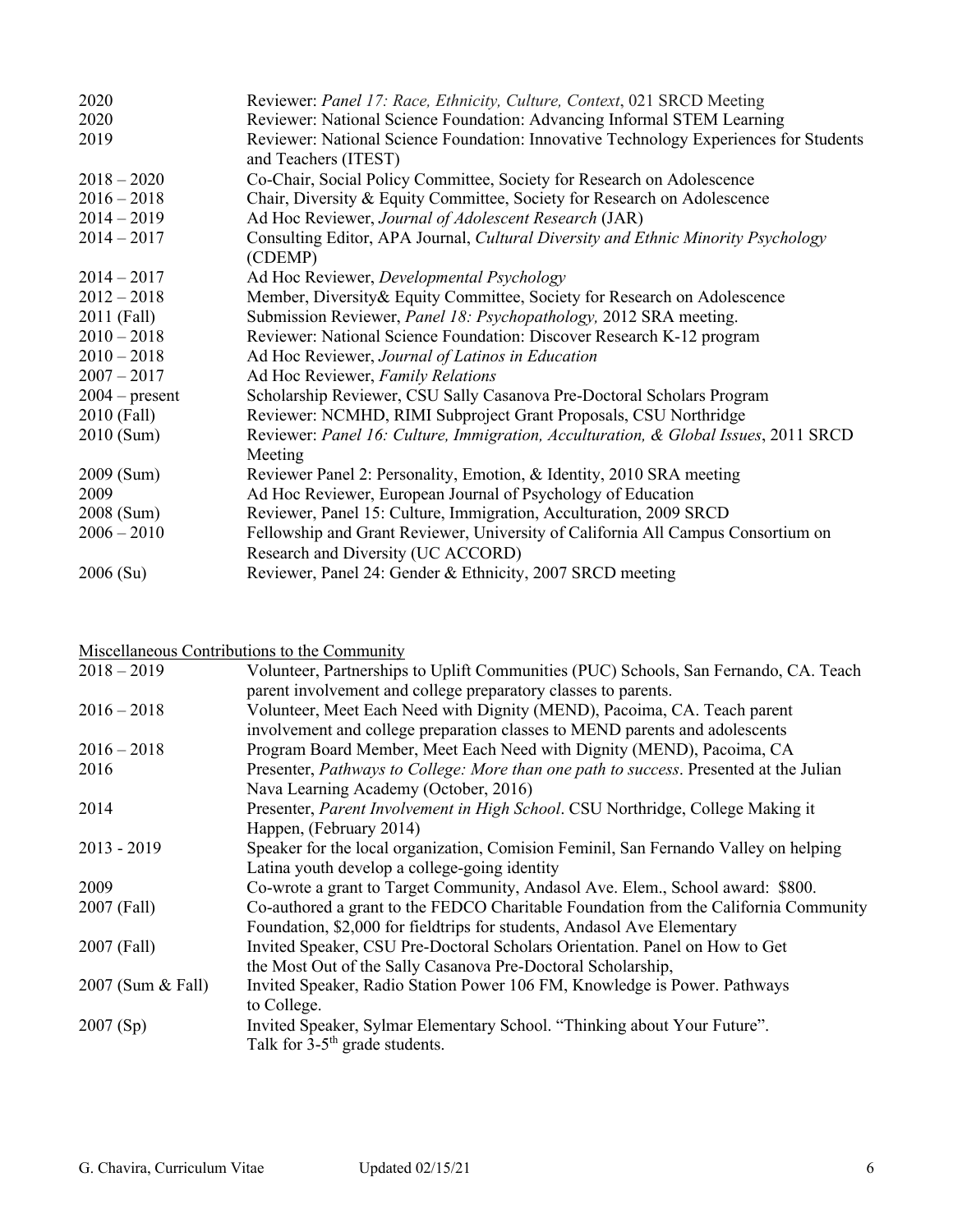| | |
|---|---|
| 2020 | Reviewer: *Panel 17: Race, Ethnicity, Culture, Context*, 021 SRCD Meeting |
| 2020 | Reviewer: National Science Foundation: Advancing Informal STEM Learning |
| 2019 | Reviewer: National Science Foundation: Innovative Technology Experiences for Students and Teachers (ITEST) |
| 2018 – 2020 | Co-Chair, Social Policy Committee, Society for Research on Adolescence |
| 2016 – 2018 | Chair, Diversity & Equity Committee, Society for Research on Adolescence |
| 2014 – 2019 | Ad Hoc Reviewer, *Journal of Adolescent Research* (JAR) |
| 2014 – 2017 | Consulting Editor, APA Journal, *Cultural Diversity and Ethnic Minority Psychology* (CDEMP) |
| 2014 – 2017 | Ad Hoc Reviewer, *Developmental Psychology* |
| 2012 – 2018 | Member, Diversity& Equity Committee, Society for Research on Adolescence |
| 2011 (Fall) | Submission Reviewer, *Panel 18: Psychopathology,* 2012 SRA meeting. |
| 2010 – 2018 | Reviewer: National Science Foundation: Discover Research K-12 program |
| 2010 – 2018 | Ad Hoc Reviewer, *Journal of Latinos in Education* |
| 2007 – 2017 | Ad Hoc Reviewer, *Family Relations* |
| 2004 – present | Scholarship Reviewer, CSU Sally Casanova Pre-Doctoral Scholars Program |
| 2010 (Fall) | Reviewer: NCMHD, RIMI Subproject Grant Proposals, CSU Northridge |
| 2010 (Sum) | Reviewer: *Panel 16: Culture, Immigration, Acculturation, & Global Issues*, 2011 SRCD Meeting |
| 2009 (Sum) | Reviewer Panel 2: Personality, Emotion, & Identity, 2010 SRA meeting |
| 2009 | Ad Hoc Reviewer, European Journal of Psychology of Education |
| 2008 (Sum) | Reviewer, Panel 15: Culture, Immigration, Acculturation, 2009 SRCD |
| 2006 – 2010 | Fellowship and Grant Reviewer, University of California All Campus Consortium on Research and Diversity (UC ACCORD) |
| 2006 (Su) | Reviewer, Panel 24: Gender & Ethnicity, 2007 SRCD meeting |

<u>Miscellaneous Contributions to the Community</u>

| | |
|---|---|
| 2018 – 2019 | Volunteer, Partnerships to Uplift Communities (PUC) Schools, San Fernando, CA. Teach parent involvement and college preparatory classes to parents. |
| 2016 – 2018 | Volunteer, Meet Each Need with Dignity (MEND), Pacoima, CA. Teach parent involvement and college preparation classes to MEND parents and adolescents |
| 2016 – 2018 | Program Board Member, Meet Each Need with Dignity (MEND), Pacoima, CA |
| 2016 | Presenter, *Pathways to College: More than one path to success*. Presented at the Julian Nava Learning Academy (October, 2016) |
| 2014 | Presenter, *Parent Involvement in High School*. CSU Northridge, College Making it Happen, (February 2014) |
| 2013 - 2019 | Speaker for the local organization, Comision Feminil, San Fernando Valley on helping Latina youth develop a college-going identity |
| 2009 | Co-wrote a grant to Target Community, Andasol Ave. Elem., School award: $800. |
| 2007 (Fall) | Co-authored a grant to the FEDCO Charitable Foundation from the California Community Foundation, $2,000 for fieldtrips for students, Andasol Ave Elementary |
| 2007 (Fall) | Invited Speaker, CSU Pre-Doctoral Scholars Orientation. Panel on How to Get the Most Out of the Sally Casanova Pre-Doctoral Scholarship, |
| 2007 (Sum & Fall) | Invited Speaker, Radio Station Power 106 FM, Knowledge is Power. Pathways to College. |
| 2007 (Sp) | Invited Speaker, Sylmar Elementary School. "Thinking about Your Future". Talk for 3-5th grade students. |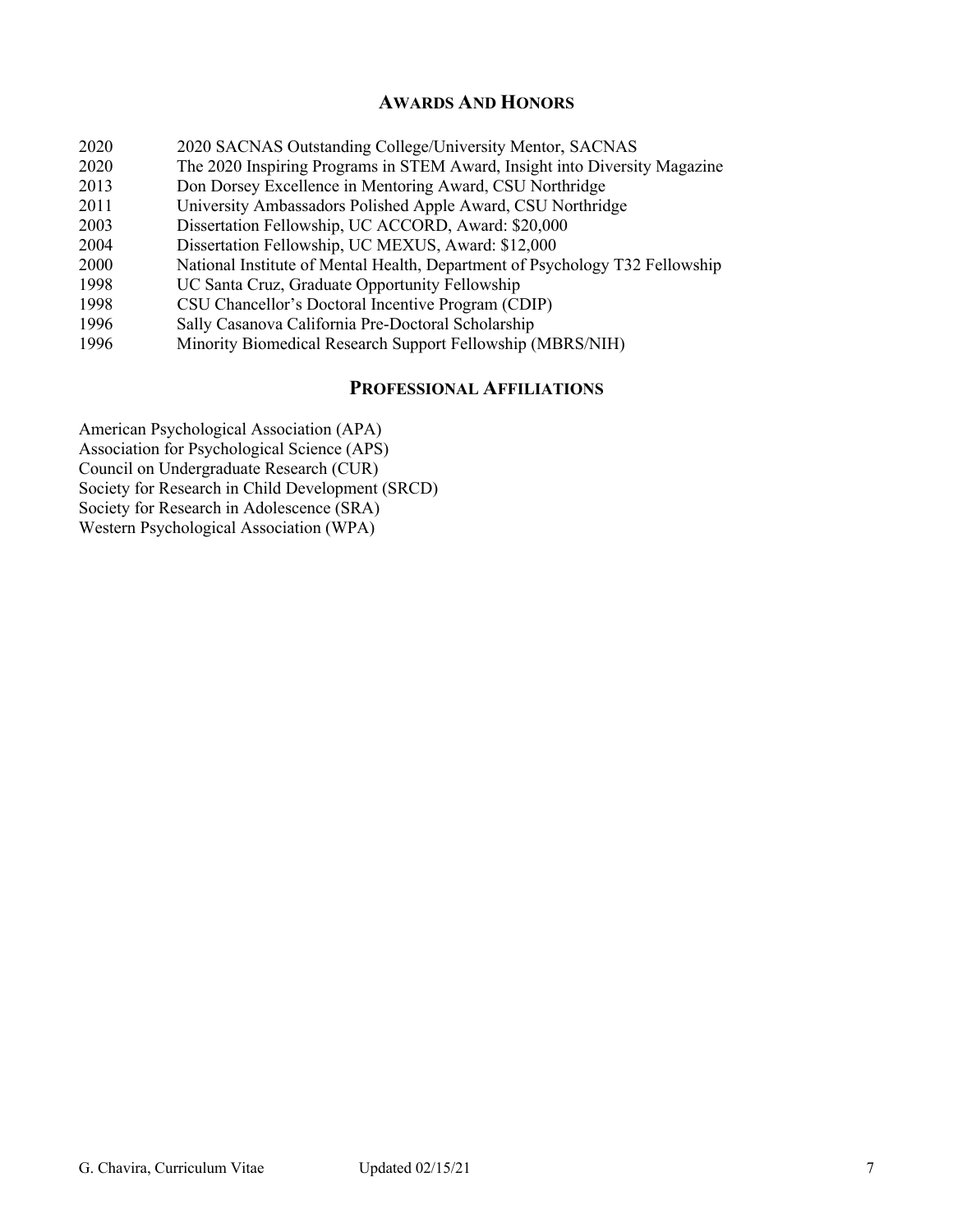## Awards And Honors

2020 2020 SACNAS Outstanding College/University Mentor, SACNAS
2020 The 2020 Inspiring Programs in STEM Award, Insight into Diversity Magazine
2013 Don Dorsey Excellence in Mentoring Award, CSU Northridge
2011 University Ambassadors Polished Apple Award, CSU Northridge
2003 Dissertation Fellowship, UC ACCORD, Award: $20,000
2004 Dissertation Fellowship, UC MEXUS, Award: $12,000
2000 National Institute of Mental Health, Department of Psychology T32 Fellowship
1998 UC Santa Cruz, Graduate Opportunity Fellowship
1998 CSU Chancellor's Doctoral Incentive Program (CDIP)
1996 Sally Casanova California Pre-Doctoral Scholarship
1996 Minority Biomedical Research Support Fellowship (MBRS/NIH)

## Professional Affiliations

American Psychological Association (APA)
Association for Psychological Science (APS)
Council on Undergraduate Research (CUR)
Society for Research in Child Development (SRCD)
Society for Research in Adolescence (SRA)
Western Psychological Association (WPA)